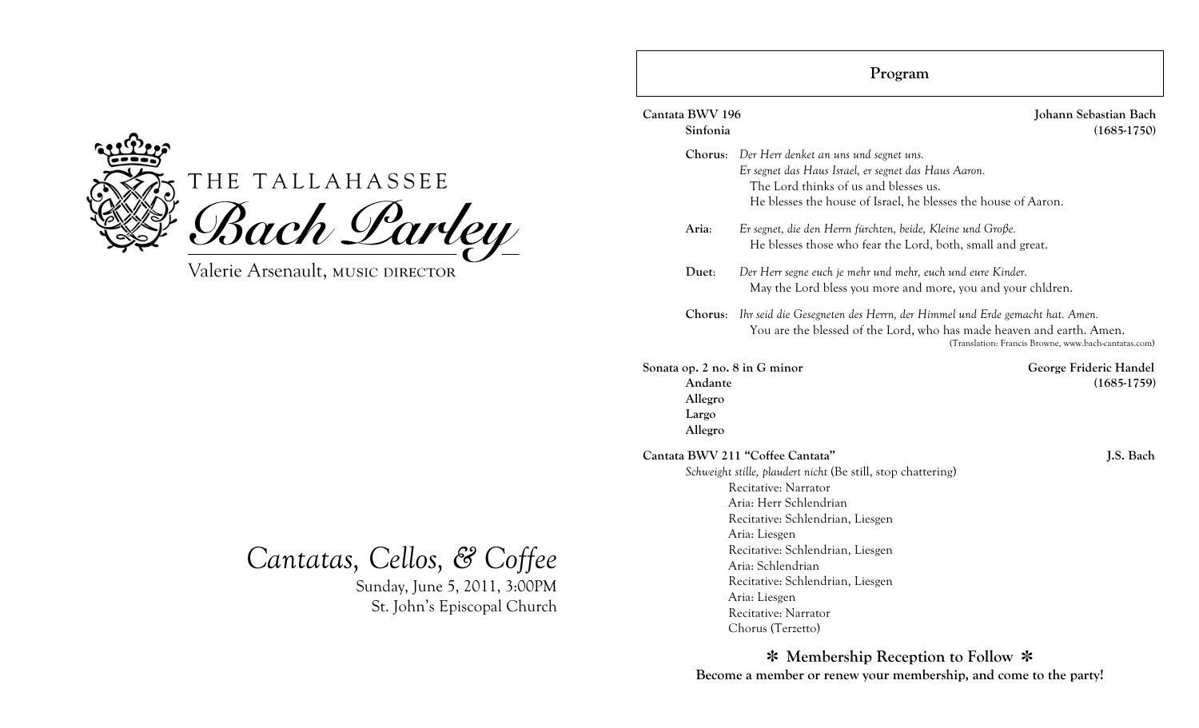THE TALLAHASSEE

# Bach Parley

Valerie Arsenault, MUSIC DIRECTOR

## *Cantatas, Cellos, & Coffee*

Sunday, June 5, 2011, 3:00PM
St. John's Episcopal Church

## Program

**Cantata BWV 196** — **Johann Sebastian Bach (1685-1750)**

**Sinfonia**

**Chorus**: *Der Herr denket an uns und segnet uns.*
*Er segnet das Haus Israel, er segnet das Haus Aaron.*
The Lord thinks of us and blesses us.
He blesses the house of Israel, he blesses the house of Aaron.

**Aria**: *Er segnet, die den Herrn fürchten, beide, Kleine und Große.*
He blesses those who fear the Lord, both, small and great.

**Duet**: *Der Herr segne euch je mehr und mehr, euch und eure Kinder.*
May the Lord bless you more and more, you and your chldren.

**Chorus**: *Ihr seid die Gesegneten des Herrn, der Himmel und Erde gemacht hat. Amen.*
You are the blessed of the Lord, who has made heaven and earth. Amen.

(Translation: Francis Browne, www.bach-cantatas.com)

**Sonata op. 2 no. 8 in G minor** — **George Frideric Handel (1685-1759)**

**Andante**
**Allegro**
**Largo**
**Allegro**

**Cantata BWV 211 "Coffee Cantata"** — **J.S. Bach**

*Schweight stille, plaudert nicht* (Be still, stop chattering)

- Recitative: Narrator
- Aria: Herr Schlendrian
- Recitative: Schlendrian, Liesgen
- Aria: Liesgen
- Recitative: Schlendrian, Liesgen
- Aria: Schlendrian
- Recitative: Schlendrian, Liesgen
- Aria: Liesgen
- Recitative: Narrator
- Chorus (Terzetto)

**✻ Membership Reception to Follow ✻**

**Become a member or renew your membership, and come to the party!**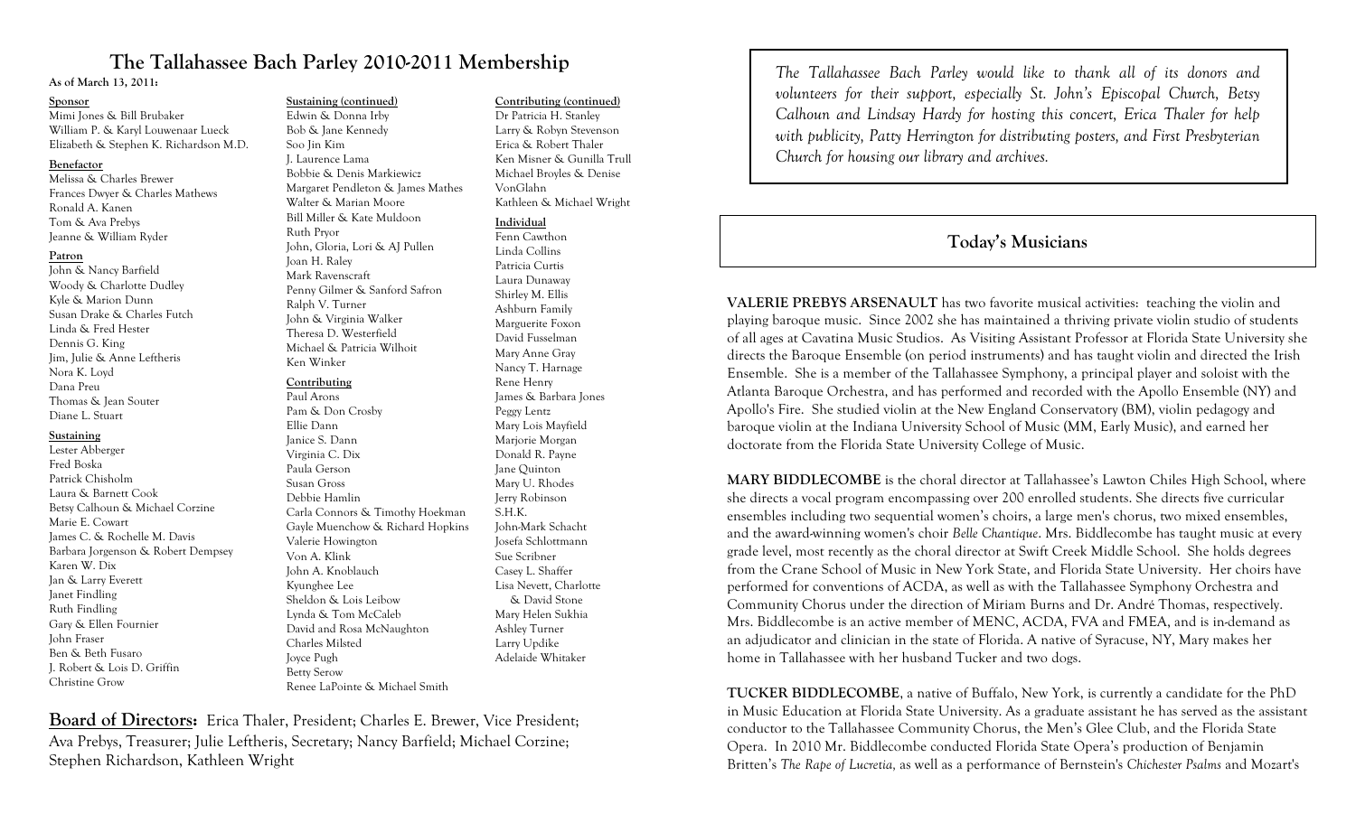# The Tallahassee Bach Parley 2010-2011 Membership

**As of March 13, 2011:**

**Sponsor**
Mimi Jones & Bill Brubaker
William P. & Karyl Louwenaar Lueck
Elizabeth & Stephen K. Richardson M.D.

**Benefactor**
Melissa & Charles Brewer
Frances Dwyer & Charles Mathews
Ronald A. Kanen
Tom & Ava Prebys
Jeanne & William Ryder

**Patron**
John & Nancy Barfield
Woody & Charlotte Dudley
Kyle & Marion Dunn
Susan Drake & Charles Futch
Linda & Fred Hester
Dennis G. King
Jim, Julie & Anne Leftheris
Nora K. Loyd
Dana Preu
Thomas & Jean Souter
Diane L. Stuart

**Sustaining**
Lester Abberger
Fred Boska
Patrick Chisholm
Laura & Barnett Cook
Betsy Calhoun & Michael Corzine
Marie E. Cowart
James C. & Rochelle M. Davis
Barbara Jorgenson & Robert Dempsey
Karen W. Dix
Jan & Larry Everett
Janet Findling
Ruth Findling
Gary & Ellen Fournier
John Fraser
Ben & Beth Fusaro
J. Robert & Lois D. Griffin
Christine Grow

**Sustaining (continued)**
Edwin & Donna Irby
Bob & Jane Kennedy
Soo Jin Kim
J. Laurence Lama
Bobbie & Denis Markiewicz
Margaret Pendleton & James Mathes
Walter & Marian Moore
Bill Miller & Kate Muldoon
Ruth Pryor
John, Gloria, Lori & AJ Pullen
Joan H. Raley
Mark Ravenscraft
Penny Gilmer & Sanford Safron
Ralph V. Turner
John & Virginia Walker
Theresa D. Westerfield
Michael & Patricia Wilhoit
Ken Winker

**Contributing**
Paul Arons
Pam & Don Crosby
Ellie Dann
Janice S. Dann
Virginia C. Dix
Paula Gerson
Susan Gross
Debbie Hamlin
Carla Connors & Timothy Hoekman
Gayle Muenchow & Richard Hopkins
Valerie Howington
Von A. Klink
John A. Knoblauch
Kyunghee Lee
Sheldon & Lois Leibow
Lynda & Tom McCaleb
David and Rosa McNaughton
Charles Milsted
Joyce Pugh
Betty Serow
Renee LaPointe & Michael Smith

**Contributing (continued)**
Dr Patricia H. Stanley
Larry & Robyn Stevenson
Erica & Robert Thaler
Ken Misner & Gunilla Trull
Michael Broyles & Denise VonGlahn
Kathleen & Michael Wright

**Individual**
Fenn Cawthon
Linda Collins
Patricia Curtis
Laura Dunaway
Shirley M. Ellis
Ashburn Family
Marguerite Foxon
David Fusselman
Mary Anne Gray
Nancy T. Harnage
Rene Henry
James & Barbara Jones
Peggy Lentz
Mary Lois Mayfield
Marjorie Morgan
Donald R. Payne
Jane Quinton
Mary U. Rhodes
Jerry Robinson
S.H.K.
John-Mark Schacht
Josefa Schlottmann
Sue Scribner
Casey L. Shaffer
Lisa Nevett, Charlotte & David Stone
Mary Helen Sukhia
Ashley Turner
Larry Updike
Adelaide Whitaker

**Board of Directors:** Erica Thaler, President; Charles E. Brewer, Vice President; Ava Prebys, Treasurer; Julie Leftheris, Secretary; Nancy Barfield; Michael Corzine; Stephen Richardson, Kathleen Wright

*The Tallahassee Bach Parley would like to thank all of its donors and volunteers for their support, especially St. John's Episcopal Church, Betsy Calhoun and Lindsay Hardy for hosting this concert, Erica Thaler for help with publicity, Patty Herrington for distributing posters, and First Presbyterian Church for housing our library and archives.*

## Today's Musicians

**VALERIE PREBYS ARSENAULT** has two favorite musical activities: teaching the violin and playing baroque music. Since 2002 she has maintained a thriving private violin studio of students of all ages at Cavatina Music Studios. As Visiting Assistant Professor at Florida State University she directs the Baroque Ensemble (on period instruments) and has taught violin and directed the Irish Ensemble. She is a member of the Tallahassee Symphony, a principal player and soloist with the Atlanta Baroque Orchestra, and has performed and recorded with the Apollo Ensemble (NY) and Apollo's Fire. She studied violin at the New England Conservatory (BM), violin pedagogy and baroque violin at the Indiana University School of Music (MM, Early Music), and earned her doctorate from the Florida State University College of Music.

**MARY BIDDLECOMBE** is the choral director at Tallahassee's Lawton Chiles High School, where she directs a vocal program encompassing over 200 enrolled students. She directs five curricular ensembles including two sequential women's choirs, a large men's chorus, two mixed ensembles, and the award-winning women's choir *Belle Chantique*. Mrs. Biddlecombe has taught music at every grade level, most recently as the choral director at Swift Creek Middle School. She holds degrees from the Crane School of Music in New York State, and Florida State University. Her choirs have performed for conventions of ACDA, as well as with the Tallahassee Symphony Orchestra and Community Chorus under the direction of Miriam Burns and Dr. André Thomas, respectively. Mrs. Biddlecombe is an active member of MENC, ACDA, FVA and FMEA, and is in-demand as an adjudicator and clinician in the state of Florida. A native of Syracuse, NY, Mary makes her home in Tallahassee with her husband Tucker and two dogs.

**TUCKER BIDDLECOMBE**, a native of Buffalo, New York, is currently a candidate for the PhD in Music Education at Florida State University. As a graduate assistant he has served as the assistant conductor to the Tallahassee Community Chorus, the Men's Glee Club, and the Florida State Opera. In 2010 Mr. Biddlecombe conducted Florida State Opera's production of Benjamin Britten's *The Rape of Lucretia*, as well as a performance of Bernstein's *Chichester Psalms* and Mozart's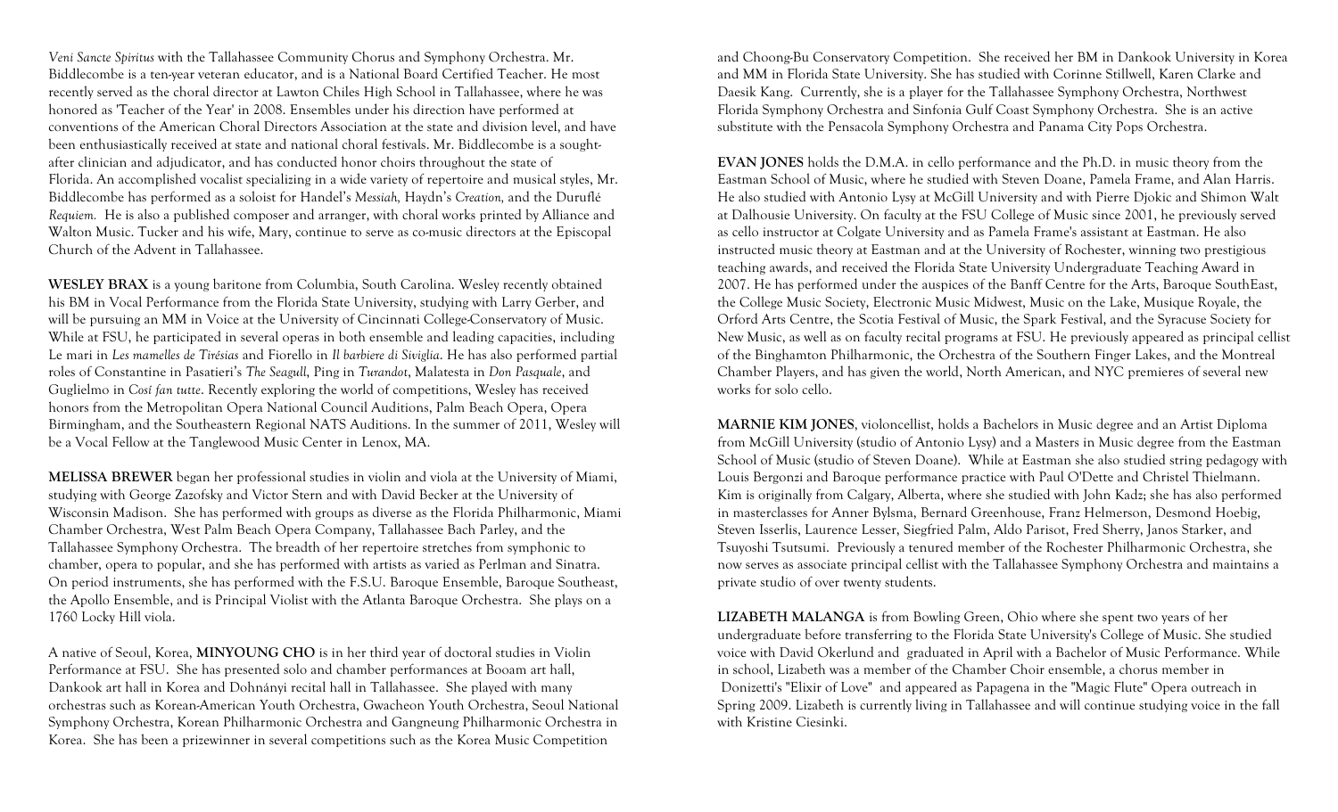*Veni Sancte Spiritus* with the Tallahassee Community Chorus and Symphony Orchestra. Mr. Biddlecombe is a ten-year veteran educator, and is a National Board Certified Teacher. He most recently served as the choral director at Lawton Chiles High School in Tallahassee, where he was honored as 'Teacher of the Year' in 2008. Ensembles under his direction have performed at conventions of the American Choral Directors Association at the state and division level, and have been enthusiastically received at state and national choral festivals. Mr. Biddlecombe is a sought-after clinician and adjudicator, and has conducted honor choirs throughout the state of Florida. An accomplished vocalist specializing in a wide variety of repertoire and musical styles, Mr. Biddlecombe has performed as a soloist for Handel's *Messiah,* Haydn's *Creation,* and the Duruflé *Requiem.* He is also a published composer and arranger, with choral works printed by Alliance and Walton Music. Tucker and his wife, Mary, continue to serve as co-music directors at the Episcopal Church of the Advent in Tallahassee.

**WESLEY BRAX** is a young baritone from Columbia, South Carolina. Wesley recently obtained his BM in Vocal Performance from the Florida State University, studying with Larry Gerber, and will be pursuing an MM in Voice at the University of Cincinnati College-Conservatory of Music. While at FSU, he participated in several operas in both ensemble and leading capacities, including Le mari in *Les mamelles de Tirésias* and Fiorello in *Il barbiere di Siviglia*. He has also performed partial roles of Constantine in Pasatieri's *The Seagull*, Ping in *Turandot*, Malatesta in *Don Pasquale*, and Guglielmo in *Così fan tutte*. Recently exploring the world of competitions, Wesley has received honors from the Metropolitan Opera National Council Auditions, Palm Beach Opera, Opera Birmingham, and the Southeastern Regional NATS Auditions. In the summer of 2011, Wesley will be a Vocal Fellow at the Tanglewood Music Center in Lenox, MA.

**MELISSA BREWER** began her professional studies in violin and viola at the University of Miami, studying with George Zazofsky and Victor Stern and with David Becker at the University of Wisconsin Madison. She has performed with groups as diverse as the Florida Philharmonic, Miami Chamber Orchestra, West Palm Beach Opera Company, Tallahassee Bach Parley, and the Tallahassee Symphony Orchestra. The breadth of her repertoire stretches from symphonic to chamber, opera to popular, and she has performed with artists as varied as Perlman and Sinatra. On period instruments, she has performed with the F.S.U. Baroque Ensemble, Baroque Southeast, the Apollo Ensemble, and is Principal Violist with the Atlanta Baroque Orchestra. She plays on a 1760 Locky Hill viola.

A native of Seoul, Korea, **MINYOUNG CHO** is in her third year of doctoral studies in Violin Performance at FSU. She has presented solo and chamber performances at Booam art hall, Dankook art hall in Korea and Dohnányi recital hall in Tallahassee. She played with many orchestras such as Korean-American Youth Orchestra, Gwacheon Youth Orchestra, Seoul National Symphony Orchestra, Korean Philharmonic Orchestra and Gangneung Philharmonic Orchestra in Korea. She has been a prizewinner in several competitions such as the Korea Music Competition and Choong-Bu Conservatory Competition. She received her BM in Dankook University in Korea and MM in Florida State University. She has studied with Corinne Stillwell, Karen Clarke and Daesik Kang. Currently, she is a player for the Tallahassee Symphony Orchestra, Northwest Florida Symphony Orchestra and Sinfonia Gulf Coast Symphony Orchestra. She is an active substitute with the Pensacola Symphony Orchestra and Panama City Pops Orchestra.

**EVAN JONES** holds the D.M.A. in cello performance and the Ph.D. in music theory from the Eastman School of Music, where he studied with Steven Doane, Pamela Frame, and Alan Harris. He also studied with Antonio Lysy at McGill University and with Pierre Djokic and Shimon Walt at Dalhousie University. On faculty at the FSU College of Music since 2001, he previously served as cello instructor at Colgate University and as Pamela Frame's assistant at Eastman. He also instructed music theory at Eastman and at the University of Rochester, winning two prestigious teaching awards, and received the Florida State University Undergraduate Teaching Award in 2007. He has performed under the auspices of the Banff Centre for the Arts, Baroque SouthEast, the College Music Society, Electronic Music Midwest, Music on the Lake, Musique Royale, the Orford Arts Centre, the Scotia Festival of Music, the Spark Festival, and the Syracuse Society for New Music, as well as on faculty recital programs at FSU. He previously appeared as principal cellist of the Binghamton Philharmonic, the Orchestra of the Southern Finger Lakes, and the Montreal Chamber Players, and has given the world, North American, and NYC premieres of several new works for solo cello.

**MARNIE KIM JONES**, violoncellist, holds a Bachelors in Music degree and an Artist Diploma from McGill University (studio of Antonio Lysy) and a Masters in Music degree from the Eastman School of Music (studio of Steven Doane). While at Eastman she also studied string pedagogy with Louis Bergonzi and Baroque performance practice with Paul O'Dette and Christel Thielmann. Kim is originally from Calgary, Alberta, where she studied with John Kadz; she has also performed in masterclasses for Anner Bylsma, Bernard Greenhouse, Franz Helmerson, Desmond Hoebig, Steven Isserlis, Laurence Lesser, Siegfried Palm, Aldo Parisot, Fred Sherry, Janos Starker, and Tsuyoshi Tsutsumi. Previously a tenured member of the Rochester Philharmonic Orchestra, she now serves as associate principal cellist with the Tallahassee Symphony Orchestra and maintains a private studio of over twenty students.

**LIZABETH MALANGA** is from Bowling Green, Ohio where she spent two years of her undergraduate before transferring to the Florida State University's College of Music. She studied voice with David Okerlund and graduated in April with a Bachelor of Music Performance. While in school, Lizabeth was a member of the Chamber Choir ensemble, a chorus member in Donizetti's "Elixir of Love" and appeared as Papagena in the "Magic Flute" Opera outreach in Spring 2009. Lizabeth is currently living in Tallahassee and will continue studying voice in the fall with Kristine Ciesinki.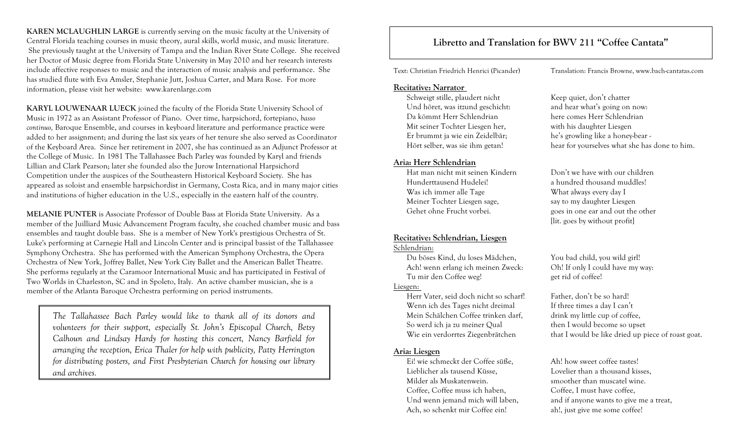**KAREN MCLAUGHLIN LARGE** is currently serving on the music faculty at the University of Central Florida teaching courses in music theory, aural skills, world music, and music literature. She previously taught at the University of Tampa and the Indian River State College. She received her Doctor of Music degree from Florida State University in May 2010 and her research interests include affective responses to music and the interaction of music analysis and performance. She has studied flute with Eva Amsler, Stephanie Jutt, Joshua Carter, and Mara Rose. For more information, please visit her website: www.karenlarge.com

**KARYL LOUWENAAR LUECK** joined the faculty of the Florida State University School of Music in 1972 as an Assistant Professor of Piano. Over time, harpsichord, fortepiano, *basso continuo,* Baroque Ensemble, and courses in keyboard literature and performance practice were added to her assignment; and during the last six years of her tenure she also served as Coordinator of the Keyboard Area. Since her retirement in 2007, she has continued as an Adjunct Professor at the College of Music. In 1981 The Tallahassee Bach Parley was founded by Karyl and friends Lillian and Clark Pearson; later she founded also the Jurow International Harpsichord Competition under the auspices of the Southeastern Historical Keyboard Society. She has appeared as soloist and ensemble harpsichordist in Germany, Costa Rica, and in many major cities and institutions of higher education in the U.S., especially in the eastern half of the country.

**MELANIE PUNTER** is Associate Professor of Double Bass at Florida State University. As a member of the Juilliard Music Advancement Program faculty, she coached chamber music and bass ensembles and taught double bass. She is a member of New York's prestigious Orchestra of St. Luke's performing at Carnegie Hall and Lincoln Center and is principal bassist of the Tallahassee Symphony Orchestra. She has performed with the American Symphony Orchestra, the Opera Orchestra of New York, Joffrey Ballet, New York City Ballet and the American Ballet Theatre. She performs regularly at the Caramoor International Music and has participated in Festival of Two Worlds in Charleston, SC and in Spoleto, Italy. An active chamber musician, she is a member of the Atlanta Baroque Orchestra performing on period instruments.

*The Tallahassee Bach Parley would like to thank all of its donors and volunteers for their support, especially St. John's Episcopal Church, Betsy Calhoun and Lindsay Hardy for hosting this concert, Nancy Barfield for arranging the reception, Erica Thaler for help with publicity, Patty Herrington for distributing posters, and First Presbyterian Church for housing our library and archives.*

## Libretto and Translation for BWV 211 "Coffee Cantata"

Text: Christian Friedrich Henrici (Picander)

Translation: Francis Browne, www.bach-cantatas.com

### Recitative: Narrator

| | |
|---|---|
| Schweigt stille, plaudert nicht | Keep quiet, don't chatter |
| Und höret, was itzund geschicht: | and hear what's going on now: |
| Da kömmt Herr Schlendrian | here comes Herr Schlendrian |
| Mit seiner Tochter Liesgen her, | with his daughter Liesgen |
| Er brummt ja wie ein Zeidelbär; | he's growling like a honey-bear - |
| Hört selber, was sie ihm getan! | hear for yourselves what she has done to him. |

### Aria: Herr Schlendrian

| | |
|---|---|
| Hat man nicht mit seinen Kindern | Don't we have with our children |
| Hunderttausend Hudelei! | a hundred thousand muddles! |
| Was ich immer alle Tage | What always every day I |
| Meiner Tochter Liesgen sage, | say to my daughter Liesgen |
| Gehet ohne Frucht vorbei. | goes in one ear and out the other [lit. goes by without profit] |

### Recitative: Schlendrian, Liesgen

Schlendrian:

| | |
|---|---|
| Du böses Kind, du loses Mädchen, | You bad child, you wild girl! |
| Ach! wenn erlang ich meinen Zweck: | Oh! If only I could have my way: |
| Tu mir den Coffee weg! | get rid of coffee! |

Liesgen:

| | |
|---|---|
| Herr Vater, seid doch nicht so scharf! | Father, don't be so hard! |
| Wenn ich des Tages nicht dreimal | If three times a day I can't |
| Mein Schälchen Coffee trinken darf, | drink my little cup of coffee, |
| So werd ich ja zu meiner Qual | then I would become so upset |
| Wie ein verdorrtes Ziegenbrätchen | that I would be like dried up piece of roast goat. |

### Aria: Liesgen

| | |
|---|---|
| Ei! wie schmeckt der Coffee süße, | Ah! how sweet coffee tastes! |
| Lieblicher als tausend Küsse, | Lovelier than a thousand kisses, |
| Milder als Muskatenwein. | smoother than muscatel wine. |
| Coffee, Coffee muss ich haben, | Coffee, I must have coffee, |
| Und wenn jemand mich will laben, | and if anyone wants to give me a treat, |
| Ach, so schenkt mir Coffee ein! | ah!, just give me some coffee! |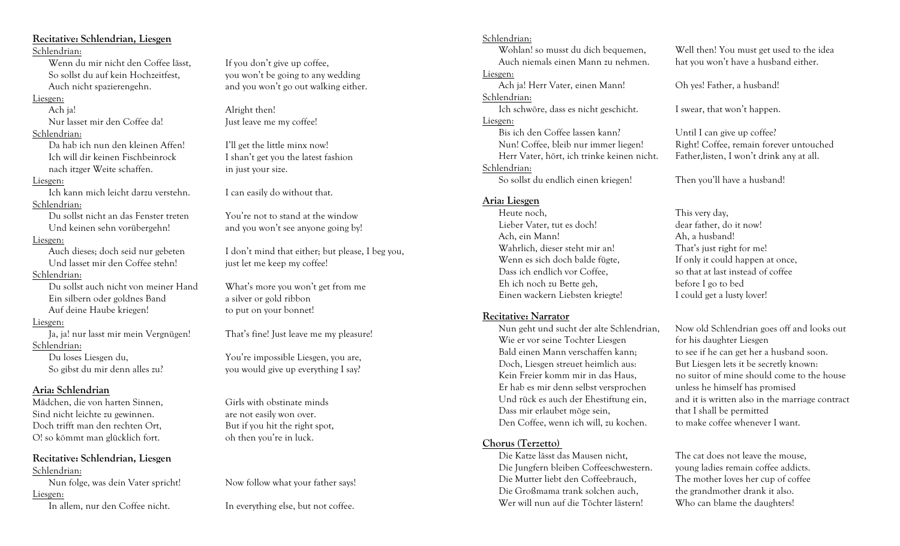**Recitative: Schlendrian, Liesgen**

Schlendrian:

| | |
|---|---|
| Wenn du mir nicht den Coffee lässt, | If you don't give up coffee, |
| So sollst du auf kein Hochzeitfest, | you won't be going to any wedding |
| Auch nicht spazierengehn. | and you won't go out walking either. |

Liesgen:

| | |
|---|---|
| Ach ja! | Alright then! |
| Nur lasset mir den Coffee da! | Just leave me my coffee! |

Schlendrian:

| | |
|---|---|
| Da hab ich nun den kleinen Affen! | I'll get the little minx now! |
| Ich will dir keinen Fischbeinrock | I shan't get you the latest fashion |
| nach itzger Weite schaffen. | in just your size. |

Liesgen:

| | |
|---|---|
| Ich kann mich leicht darzu verstehn. | I can easily do without that. |

Schlendrian:

| | |
|---|---|
| Du sollst nicht an das Fenster treten | You're not to stand at the window |
| Und keinen sehn vorübergehn! | and you won't see anyone going by! |

Liesgen:

| | |
|---|---|
| Auch dieses; doch seid nur gebeten | I don't mind that either; but please, I beg you, |
| Und lasset mir den Coffee stehn! | just let me keep my coffee! |

Schlendrian:

| | |
|---|---|
| Du sollst auch nicht von meiner Hand | What's more you won't get from me |
| Ein silbern oder goldnes Band | a silver or gold ribbon |
| Auf deine Haube kriegen! | to put on your bonnet! |

Liesgen:

| | |
|---|---|
| Ja, ja! nur lasst mir mein Vergnügen! | That's fine! Just leave me my pleasure! |

Schlendrian:

| | |
|---|---|
| Du loses Liesgen du, | You're impossible Liesgen, you are, |
| So gibst du mir denn alles zu? | you would give up everything I say? |

**Aria: Schlendrian**

| | |
|---|---|
| Mädchen, die von harten Sinnen, | Girls with obstinate minds |
| Sind nicht leichte zu gewinnen. | are not easily won over. |
| Doch trifft man den rechten Ort, | But if you hit the right spot, |
| O! so kömmt man glücklich fort. | oh then you're in luck. |

**Recitative: Schlendrian, Liesgen**

Schlendrian:

| | |
|---|---|
| Nun folge, was dein Vater spricht! | Now follow what your father says! |

Liesgen:

| | |
|---|---|
| In allem, nur den Coffee nicht. | In everything else, but not coffee. |

Schlendrian:

| | |
|---|---|
| Wohlan! so musst du dich bequemen, | Well then! You must get used to the idea |
| Auch niemals einen Mann zu nehmen. | hat you won't have a husband either. |

Liesgen:

| | |
|---|---|
| Ach ja! Herr Vater, einen Mann! | Oh yes! Father, a husband! |

Schlendrian:

| | |
|---|---|
| Ich schwöre, dass es nicht geschicht. | I swear, that won't happen. |

Liesgen:

| | |
|---|---|
| Bis ich den Coffee lassen kann? | Until I can give up coffee? |
| Nun! Coffee, bleib nur immer liegen! | Right! Coffee, remain forever untouched |
| Herr Vater, hört, ich trinke keinen nicht. | Father,listen, I won't drink any at all. |

Schlendrian:

| | |
|---|---|
| So sollst du endlich einen kriegen! | Then you'll have a husband! |

**Aria: Liesgen**

| | |
|---|---|
| Heute noch, | This very day, |
| Lieber Vater, tut es doch! | dear father, do it now! |
| Ach, ein Mann! | Ah, a husband! |
| Wahrlich, dieser steht mir an! | That's just right for me! |
| Wenn es sich doch balde fügte, | If only it could happen at once, |
| Dass ich endlich vor Coffee, | so that at last instead of coffee |
| Eh ich noch zu Bette geh, | before I go to bed |
| Einen wackern Liebsten kriegte! | I could get a lusty lover! |

**Recitative: Narrator**

| | |
|---|---|
| Nun geht und sucht der alte Schlendrian, | Now old Schlendrian goes off and looks out |
| Wie er vor seine Tochter Liesgen | for his daughter Liesgen |
| Bald einen Mann verschaffen kann; | to see if he can get her a husband soon. |
| Doch, Liesgen streuet heimlich aus: | But Liesgen lets it be secretly known: |
| Kein Freier komm mir in das Haus, | no suitor of mine should come to the house |
| Er hab es mir denn selbst versprochen | unless he himself has promised |
| Und rück es auch der Ehestiftung ein, | and it is written also in the marriage contract |
| Dass mir erlaubet möge sein, | that I shall be permitted |
| Den Coffee, wenn ich will, zu kochen. | to make coffee whenever I want. |

**Chorus (Terzetto)**

| | |
|---|---|
| Die Katze lässt das Mausen nicht, | The cat does not leave the mouse, |
| Die Jungfern bleiben Coffeeschwestern. | young ladies remain coffee addicts. |
| Die Mutter liebt den Coffeebrauch, | The mother loves her cup of coffee |
| Die Großmama trank solchen auch, | the grandmother drank it also. |
| Wer will nun auf die Töchter lästern! | Who can blame the daughters! |